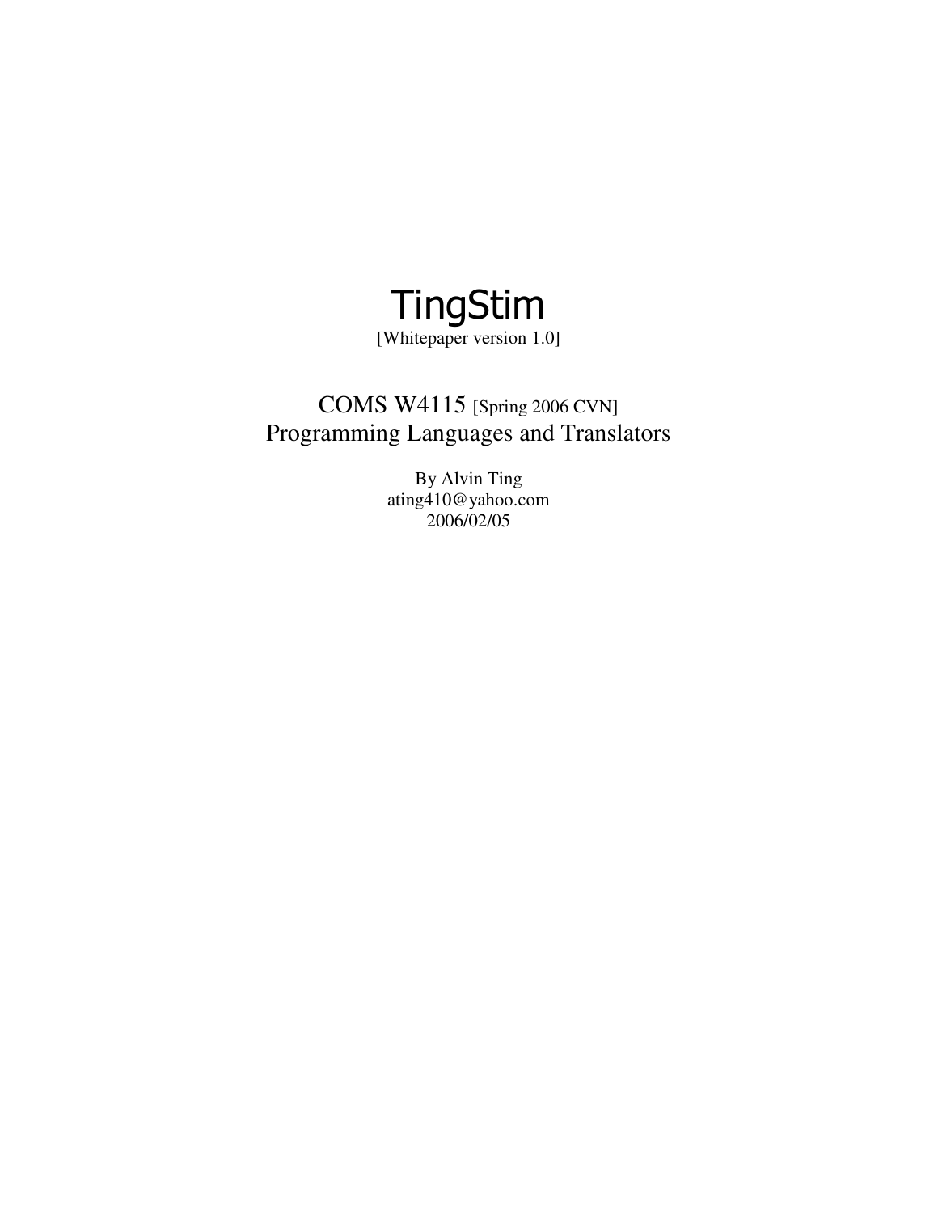# TingStim

[Whitepaper version 1.0]

## COMS W4115 [Spring 2006 CVN]
## Programming Languages and Translators

By Alvin Ting
ating410@yahoo.com
2006/02/05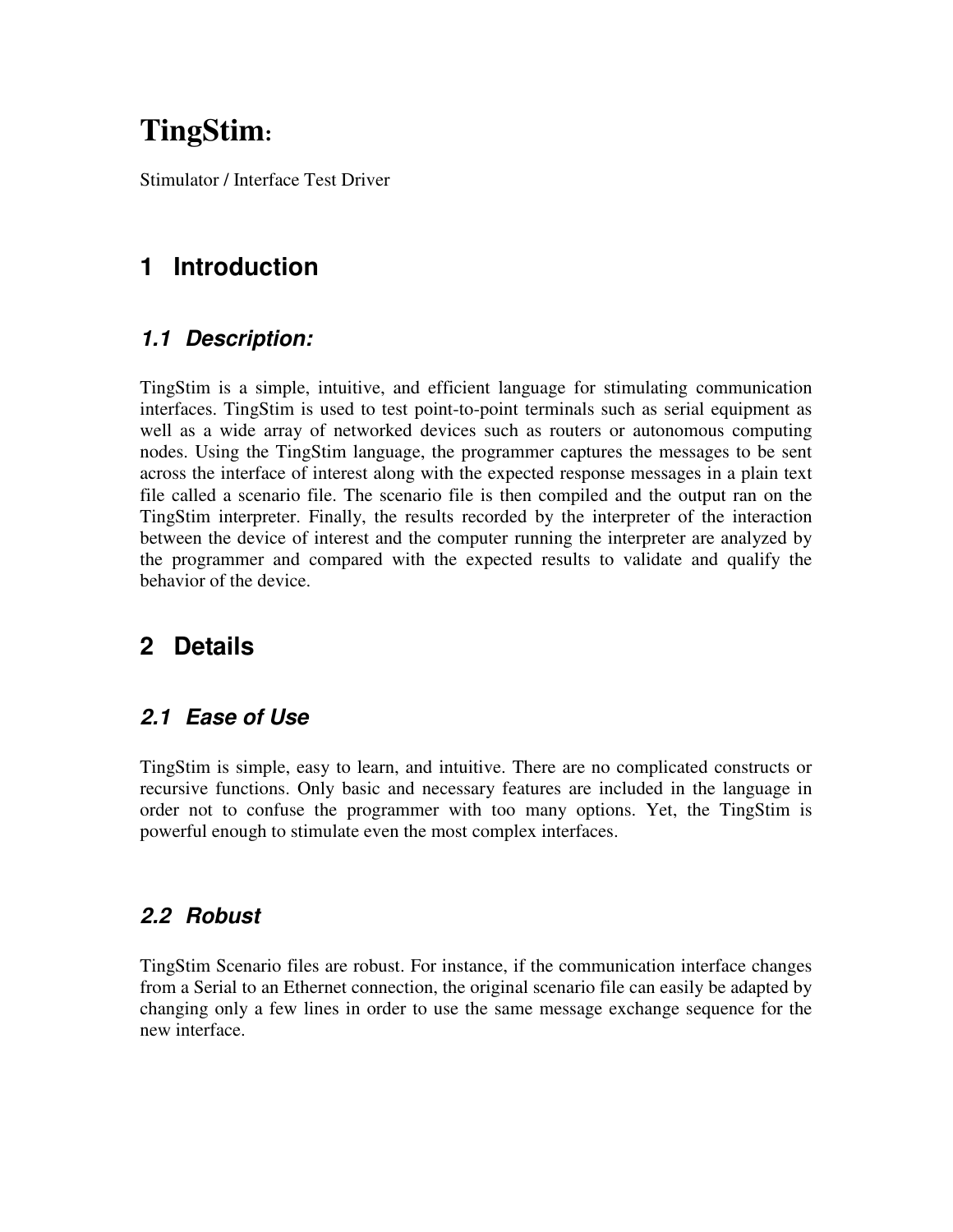# TingStim:

Stimulator / Interface Test Driver

## 1 Introduction

### *1.1 Description:*

TingStim is a simple, intuitive, and efficient language for stimulating communication interfaces. TingStim is used to test point-to-point terminals such as serial equipment as well as a wide array of networked devices such as routers or autonomous computing nodes. Using the TingStim language, the programmer captures the messages to be sent across the interface of interest along with the expected response messages in a plain text file called a scenario file. The scenario file is then compiled and the output ran on the TingStim interpreter. Finally, the results recorded by the interpreter of the interaction between the device of interest and the computer running the interpreter are analyzed by the programmer and compared with the expected results to validate and qualify the behavior of the device.

## 2 Details

### *2.1 Ease of Use*

TingStim is simple, easy to learn, and intuitive. There are no complicated constructs or recursive functions. Only basic and necessary features are included in the language in order not to confuse the programmer with too many options. Yet, the TingStim is powerful enough to stimulate even the most complex interfaces.

### *2.2 Robust*

TingStim Scenario files are robust. For instance, if the communication interface changes from a Serial to an Ethernet connection, the original scenario file can easily be adapted by changing only a few lines in order to use the same message exchange sequence for the new interface.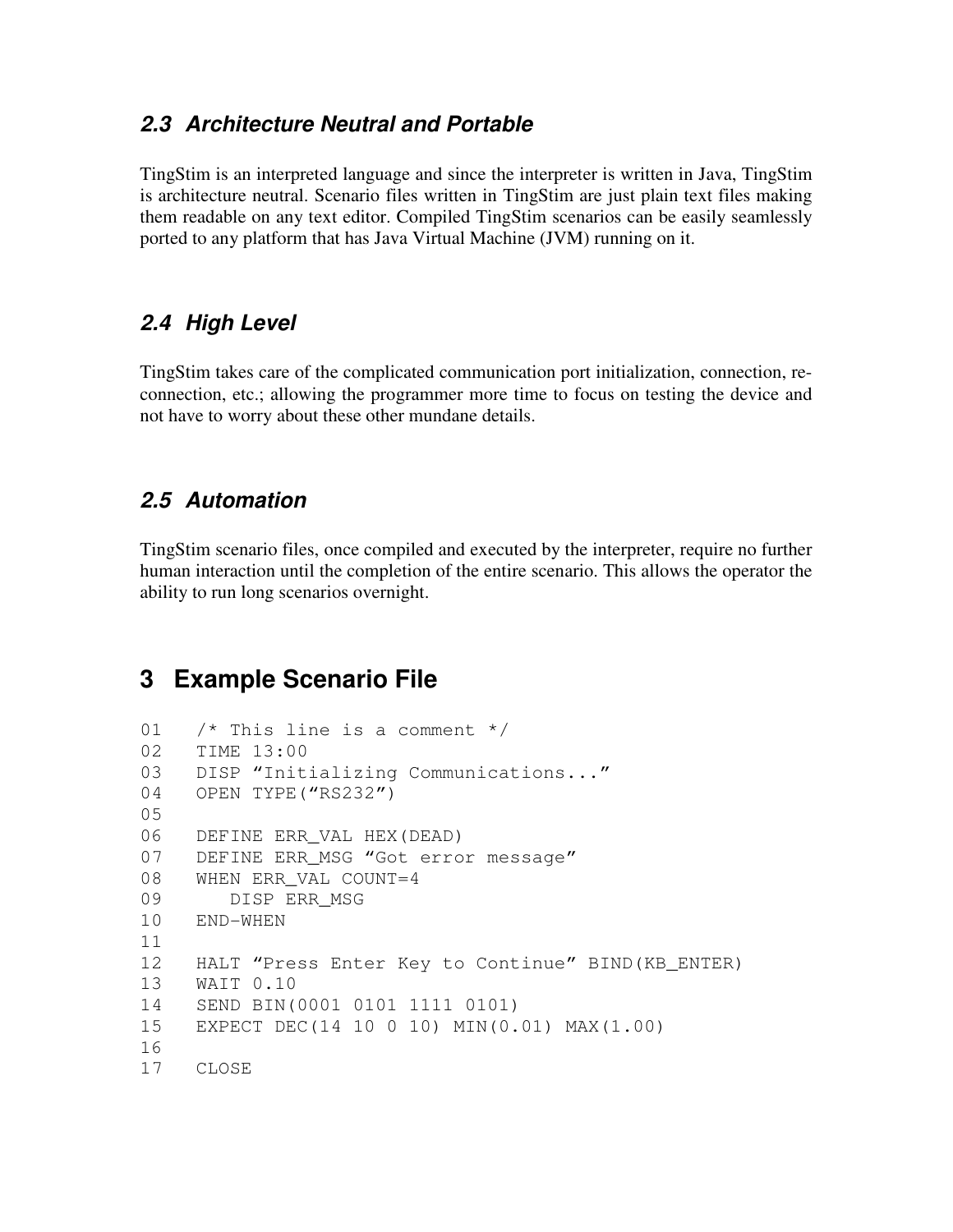### *2.3 Architecture Neutral and Portable*

TingStim is an interpreted language and since the interpreter is written in Java, TingStim is architecture neutral. Scenario files written in TingStim are just plain text files making them readable on any text editor. Compiled TingStim scenarios can be easily seamlessly ported to any platform that has Java Virtual Machine (JVM) running on it.

### *2.4 High Level*

TingStim takes care of the complicated communication port initialization, connection, re-connection, etc.; allowing the programmer more time to focus on testing the device and not have to worry about these other mundane details.

### *2.5 Automation*

TingStim scenario files, once compiled and executed by the interpreter, require no further human interaction until the completion of the entire scenario. This allows the operator the ability to run long scenarios overnight.

## 3 Example Scenario File

```
01   /* This line is a comment */
02   TIME 13:00
03   DISP "Initializing Communications..."
04   OPEN TYPE("RS232")
05
06   DEFINE ERR_VAL HEX(DEAD)
07   DEFINE ERR_MSG "Got error message"
08   WHEN ERR_VAL COUNT=4
09      DISP ERR_MSG
10   END-WHEN
11
12   HALT "Press Enter Key to Continue" BIND(KB_ENTER)
13   WAIT 0.10
14   SEND BIN(0001 0101 1111 0101)
15   EXPECT DEC(14 10 0 10) MIN(0.01) MAX(1.00)
16
17   CLOSE
```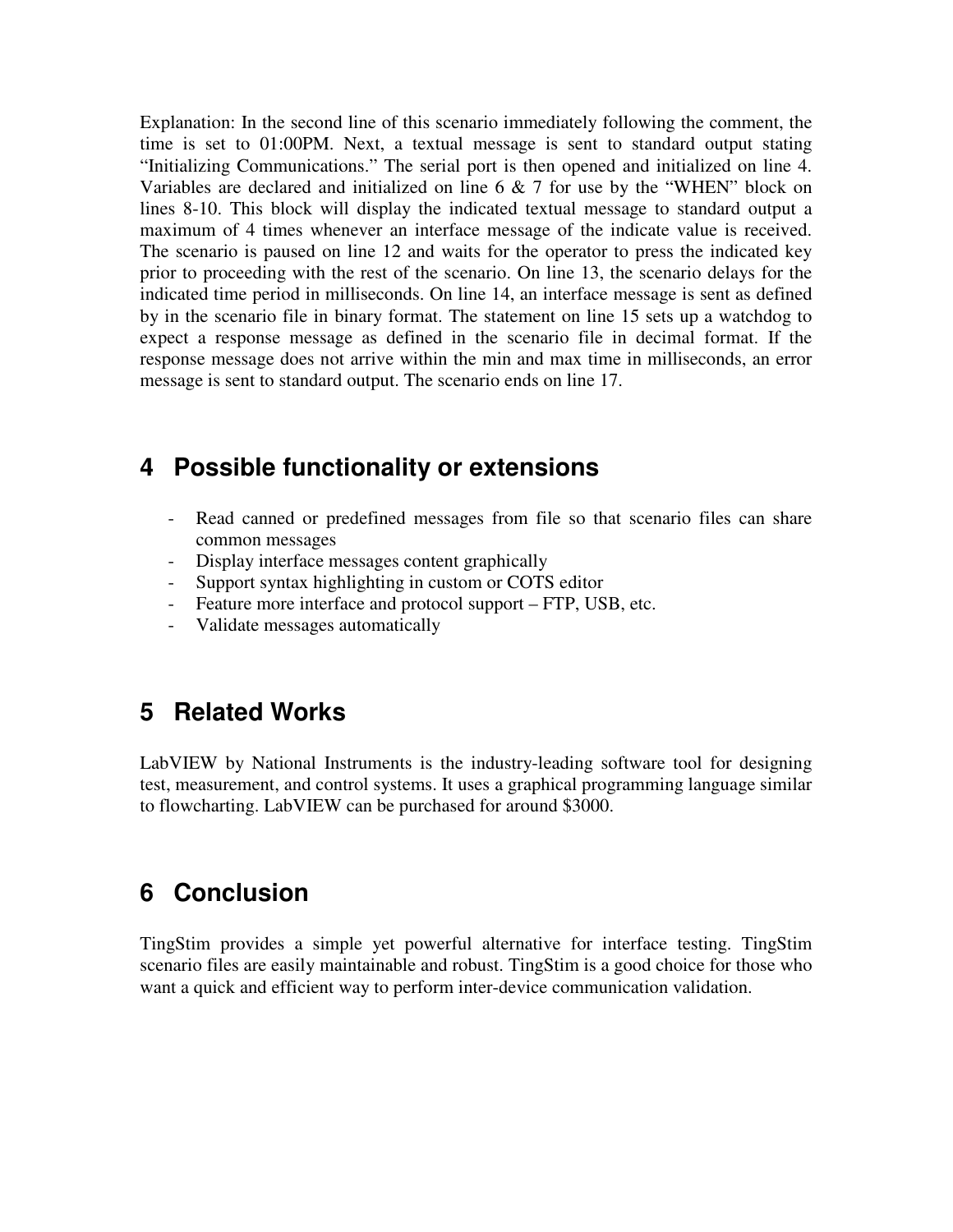Explanation: In the second line of this scenario immediately following the comment, the time is set to 01:00PM. Next, a textual message is sent to standard output stating "Initializing Communications." The serial port is then opened and initialized on line 4. Variables are declared and initialized on line 6 & 7 for use by the "WHEN" block on lines 8-10. This block will display the indicated textual message to standard output a maximum of 4 times whenever an interface message of the indicate value is received. The scenario is paused on line 12 and waits for the operator to press the indicated key prior to proceeding with the rest of the scenario. On line 13, the scenario delays for the indicated time period in milliseconds. On line 14, an interface message is sent as defined by in the scenario file in binary format. The statement on line 15 sets up a watchdog to expect a response message as defined in the scenario file in decimal format. If the response message does not arrive within the min and max time in milliseconds, an error message is sent to standard output. The scenario ends on line 17.

## 4 Possible functionality or extensions

- Read canned or predefined messages from file so that scenario files can share common messages
- Display interface messages content graphically
- Support syntax highlighting in custom or COTS editor
- Feature more interface and protocol support – FTP, USB, etc.
- Validate messages automatically

## 5 Related Works

LabVIEW by National Instruments is the industry-leading software tool for designing test, measurement, and control systems. It uses a graphical programming language similar to flowcharting. LabVIEW can be purchased for around $3000.

## 6 Conclusion

TingStim provides a simple yet powerful alternative for interface testing. TingStim scenario files are easily maintainable and robust. TingStim is a good choice for those who want a quick and efficient way to perform inter-device communication validation.